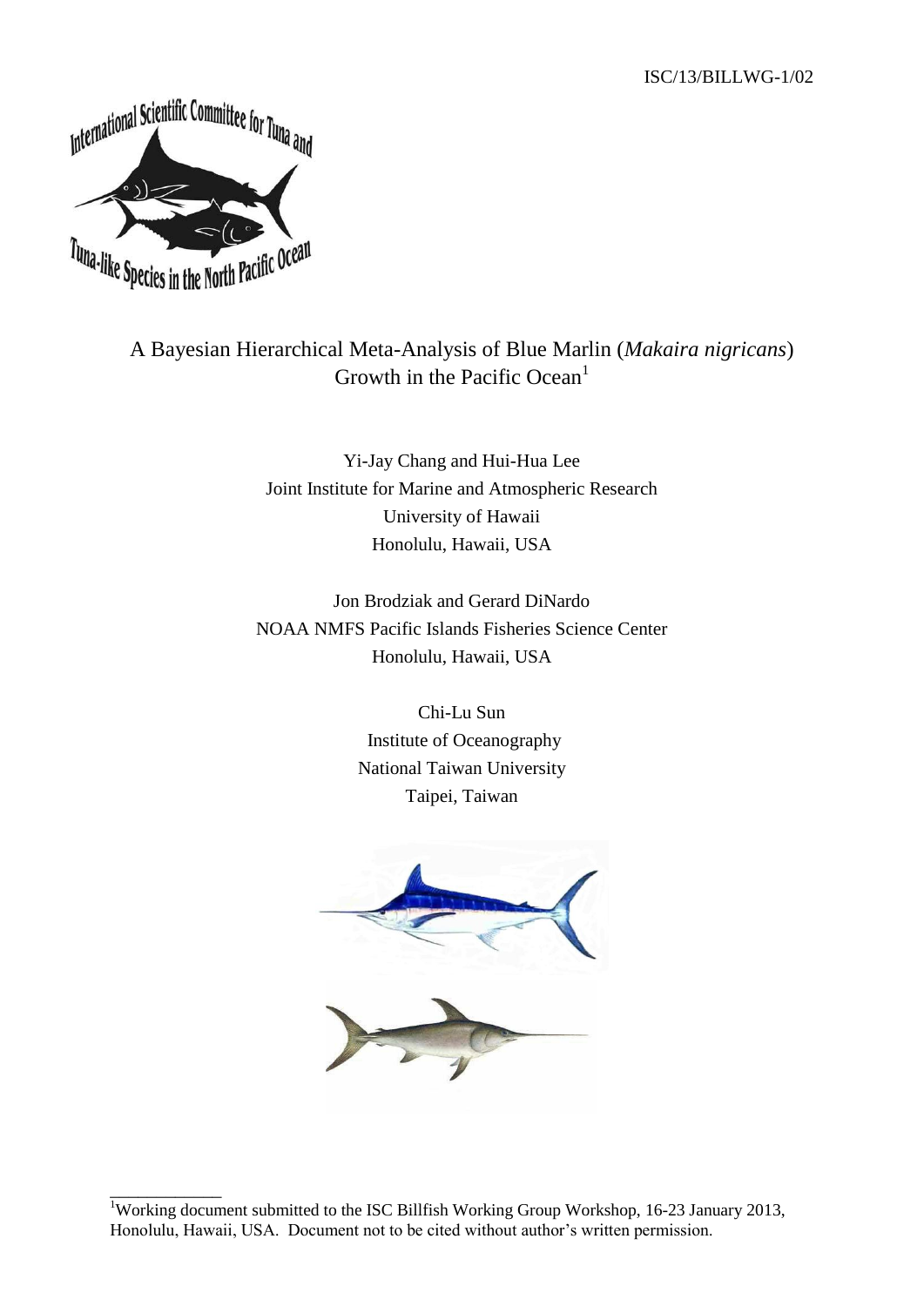ISC/13/BILLWG-1/02

# A Bayesian Hierarchical Meta-Analysis of Blue Marlin (*Makaira nigricans*) Growth in the Pacific Ocean[1]

Yi-Jay Chang and Hui-Hua Lee
Joint Institute for Marine and Atmospheric Research
University of Hawaii
Honolulu, Hawaii, USA

Jon Brodziak and Gerard DiNardo
NOAA NMFS Pacific Islands Fisheries Science Center
Honolulu, Hawaii, USA

Chi-Lu Sun
Institute of Oceanography
National Taiwan University
Taipei, Taiwan

---

[1]Working document submitted to the ISC Billfish Working Group Workshop, 16-23 January 2013, Honolulu, Hawaii, USA. Document not to be cited without author's written permission.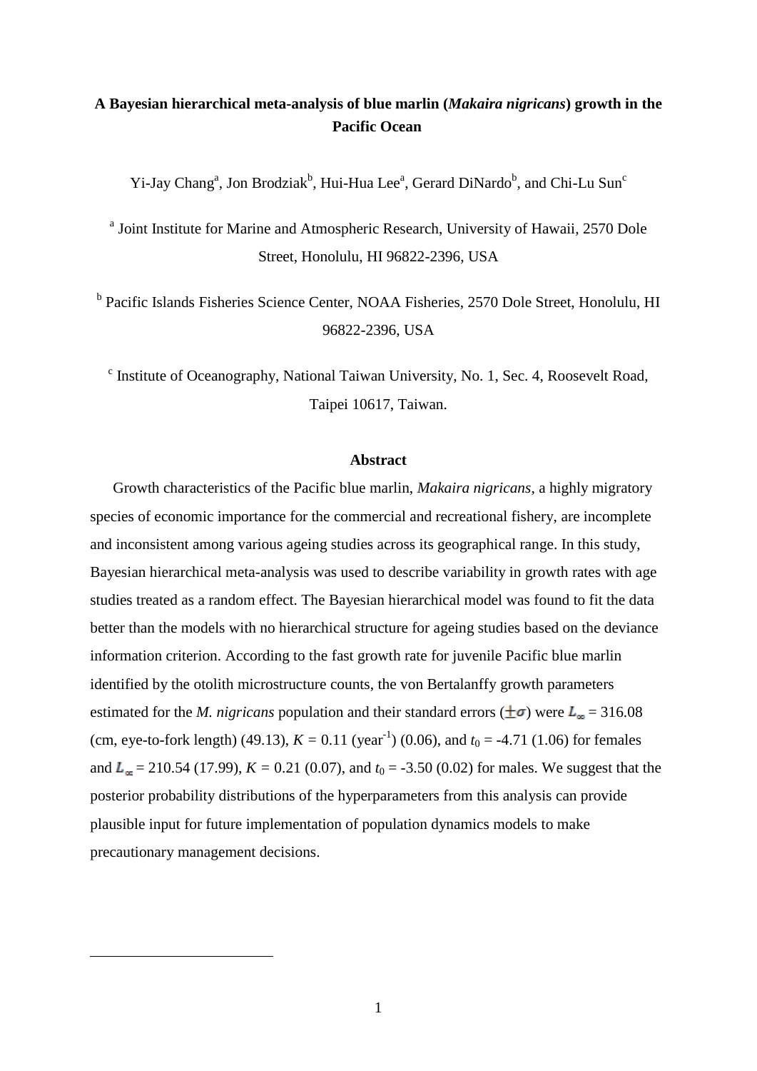**A Bayesian hierarchical meta-analysis of blue marlin (*Makaira nigricans*) growth in the Pacific Ocean**

Yi-Jay Chang[a], Jon Brodziak[b], Hui-Hua Lee[a], Gerard DiNardo[b], and Chi-Lu Sun[c]

[a] Joint Institute for Marine and Atmospheric Research, University of Hawaii, 2570 Dole Street, Honolulu, HI 96822-2396, USA

[b] Pacific Islands Fisheries Science Center, NOAA Fisheries, 2570 Dole Street, Honolulu, HI 96822-2396, USA

[c] Institute of Oceanography, National Taiwan University, No. 1, Sec. 4, Roosevelt Road, Taipei 10617, Taiwan.

### Abstract

Growth characteristics of the Pacific blue marlin, *Makaira nigricans*, a highly migratory species of economic importance for the commercial and recreational fishery, are incomplete and inconsistent among various ageing studies across its geographical range. In this study, Bayesian hierarchical meta-analysis was used to describe variability in growth rates with age studies treated as a random effect. The Bayesian hierarchical model was found to fit the data better than the models with no hierarchical structure for ageing studies based on the deviance information criterion. According to the fast growth rate for juvenile Pacific blue marlin identified by the otolith microstructure counts, the von Bertalanffy growth parameters estimated for the *M. nigricans* population and their standard errors ($\pm\sigma$) were $L_\infty$ = 316.08 (cm, eye-to-fork length) (49.13), $K$ = 0.11 (year$^{-1}$) (0.06), and $t_0$ = -4.71 (1.06) for females and $L_\infty$ = 210.54 (17.99), $K$ = 0.21 (0.07), and $t_0$ = -3.50 (0.02) for males. We suggest that the posterior probability distributions of the hyperparameters from this analysis can provide plausible input for future implementation of population dynamics models to make precautionary management decisions.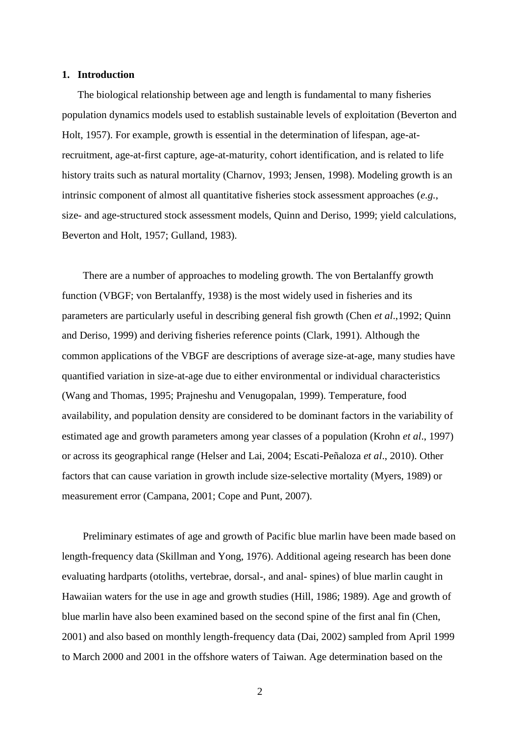## 1. Introduction

The biological relationship between age and length is fundamental to many fisheries population dynamics models used to establish sustainable levels of exploitation (Beverton and Holt, 1957). For example, growth is essential in the determination of lifespan, age-at-recruitment, age-at-first capture, age-at-maturity, cohort identification, and is related to life history traits such as natural mortality (Charnov, 1993; Jensen, 1998). Modeling growth is an intrinsic component of almost all quantitative fisheries stock assessment approaches (*e.g.*, size- and age-structured stock assessment models, Quinn and Deriso, 1999; yield calculations, Beverton and Holt, 1957; Gulland, 1983).

There are a number of approaches to modeling growth. The von Bertalanffy growth function (VBGF; von Bertalanffy, 1938) is the most widely used in fisheries and its parameters are particularly useful in describing general fish growth (Chen *et al*.,1992; Quinn and Deriso, 1999) and deriving fisheries reference points (Clark, 1991). Although the common applications of the VBGF are descriptions of average size-at-age, many studies have quantified variation in size-at-age due to either environmental or individual characteristics (Wang and Thomas, 1995; Prajneshu and Venugopalan, 1999). Temperature, food availability, and population density are considered to be dominant factors in the variability of estimated age and growth parameters among year classes of a population (Krohn *et al*., 1997) or across its geographical range (Helser and Lai, 2004; Escati-Peñaloza *et al*., 2010). Other factors that can cause variation in growth include size-selective mortality (Myers, 1989) or measurement error (Campana, 2001; Cope and Punt, 2007).

Preliminary estimates of age and growth of Pacific blue marlin have been made based on length-frequency data (Skillman and Yong, 1976). Additional ageing research has been done evaluating hardparts (otoliths, vertebrae, dorsal-, and anal- spines) of blue marlin caught in Hawaiian waters for the use in age and growth studies (Hill, 1986; 1989). Age and growth of blue marlin have also been examined based on the second spine of the first anal fin (Chen, 2001) and also based on monthly length-frequency data (Dai, 2002) sampled from April 1999 to March 2000 and 2001 in the offshore waters of Taiwan. Age determination based on the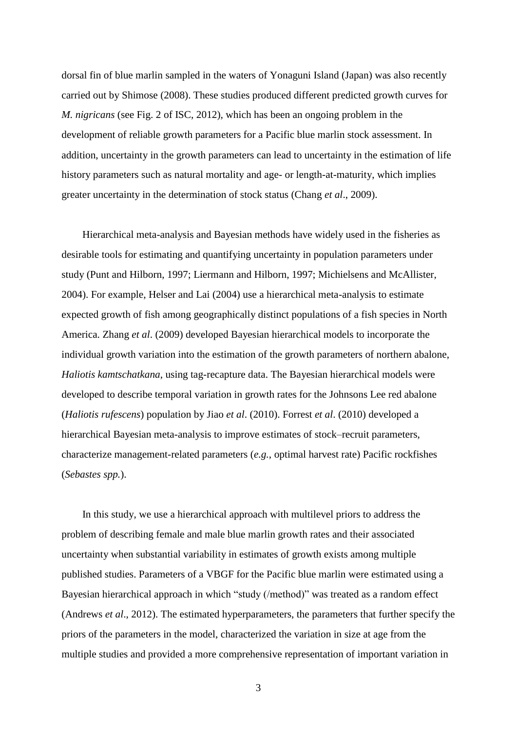dorsal fin of blue marlin sampled in the waters of Yonaguni Island (Japan) was also recently carried out by Shimose (2008). These studies produced different predicted growth curves for *M. nigricans* (see Fig. 2 of ISC, 2012), which has been an ongoing problem in the development of reliable growth parameters for a Pacific blue marlin stock assessment. In addition, uncertainty in the growth parameters can lead to uncertainty in the estimation of life history parameters such as natural mortality and age- or length-at-maturity, which implies greater uncertainty in the determination of stock status (Chang *et al*., 2009).

Hierarchical meta-analysis and Bayesian methods have widely used in the fisheries as desirable tools for estimating and quantifying uncertainty in population parameters under study (Punt and Hilborn, 1997; Liermann and Hilborn, 1997; Michielsens and McAllister, 2004). For example, Helser and Lai (2004) use a hierarchical meta-analysis to estimate expected growth of fish among geographically distinct populations of a fish species in North America. Zhang *et al*. (2009) developed Bayesian hierarchical models to incorporate the individual growth variation into the estimation of the growth parameters of northern abalone, *Haliotis kamtschatkana*, using tag-recapture data. The Bayesian hierarchical models were developed to describe temporal variation in growth rates for the Johnsons Lee red abalone (*Haliotis rufescens*) population by Jiao *et al*. (2010). Forrest *et al*. (2010) developed a hierarchical Bayesian meta-analysis to improve estimates of stock–recruit parameters, characterize management-related parameters (*e.g.*, optimal harvest rate) Pacific rockfishes (*Sebastes spp.*).

In this study, we use a hierarchical approach with multilevel priors to address the problem of describing female and male blue marlin growth rates and their associated uncertainty when substantial variability in estimates of growth exists among multiple published studies. Parameters of a VBGF for the Pacific blue marlin were estimated using a Bayesian hierarchical approach in which "study (/method)" was treated as a random effect (Andrews *et al*., 2012). The estimated hyperparameters, the parameters that further specify the priors of the parameters in the model, characterized the variation in size at age from the multiple studies and provided a more comprehensive representation of important variation in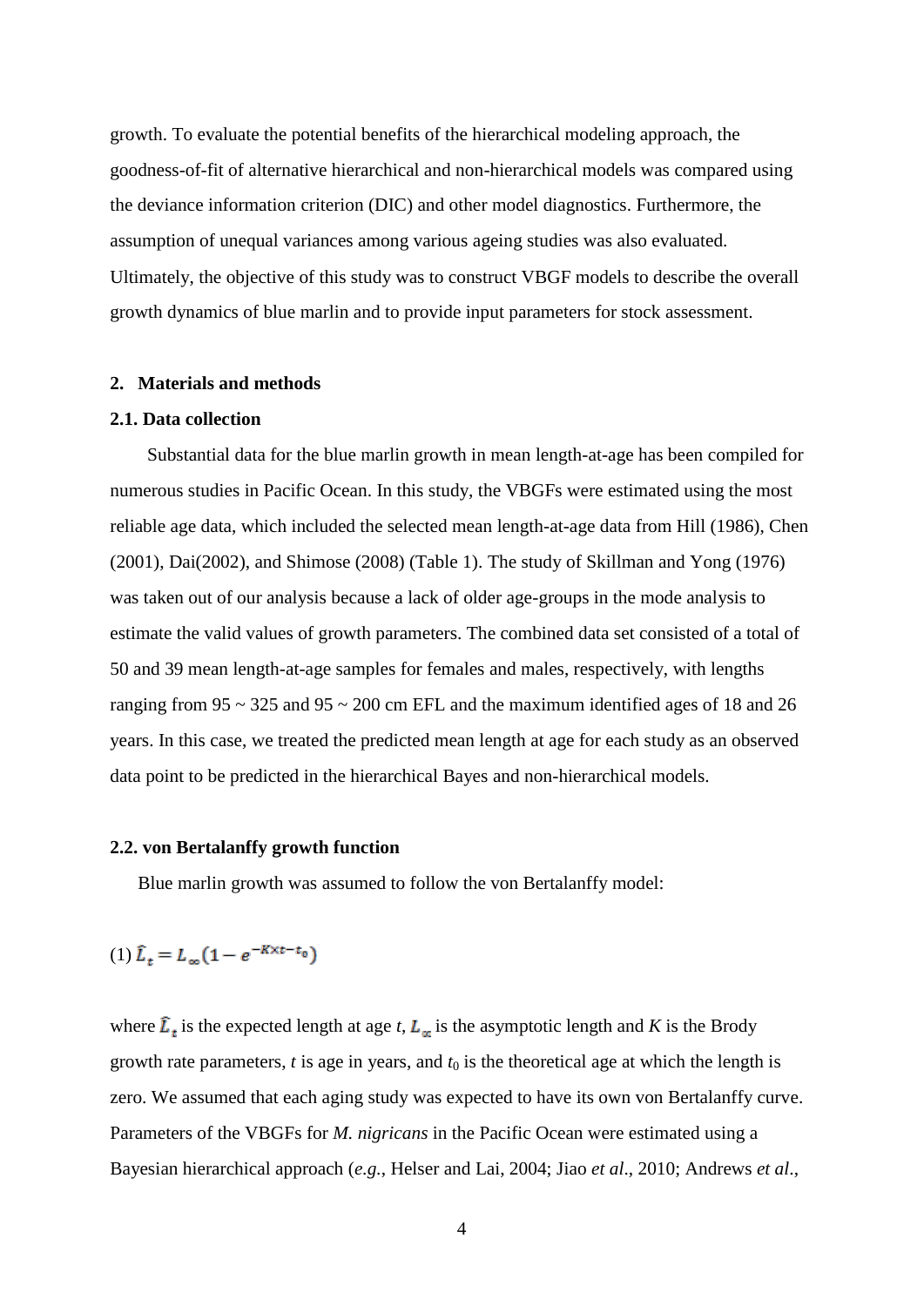growth. To evaluate the potential benefits of the hierarchical modeling approach, the goodness-of-fit of alternative hierarchical and non-hierarchical models was compared using the deviance information criterion (DIC) and other model diagnostics. Furthermore, the assumption of unequal variances among various ageing studies was also evaluated. Ultimately, the objective of this study was to construct VBGF models to describe the overall growth dynamics of blue marlin and to provide input parameters for stock assessment.

## 2. Materials and methods

### 2.1. Data collection

Substantial data for the blue marlin growth in mean length-at-age has been compiled for numerous studies in Pacific Ocean. In this study, the VBGFs were estimated using the most reliable age data, which included the selected mean length-at-age data from Hill (1986), Chen (2001), Dai(2002), and Shimose (2008) (Table 1). The study of Skillman and Yong (1976) was taken out of our analysis because a lack of older age-groups in the mode analysis to estimate the valid values of growth parameters. The combined data set consisted of a total of 50 and 39 mean length-at-age samples for females and males, respectively, with lengths ranging from 95 ~ 325 and 95 ~ 200 cm EFL and the maximum identified ages of 18 and 26 years. In this case, we treated the predicted mean length at age for each study as an observed data point to be predicted in the hierarchical Bayes and non-hierarchical models.

### 2.2. von Bertalanffy growth function

Blue marlin growth was assumed to follow the von Bertalanffy model:

(1) $\hat{L}_t = L_\infty (1 - e^{-K \times t - t_0})$

where $\hat{L}_t$ is the expected length at age *t*, $L_\infty$ is the asymptotic length and *K* is the Brody growth rate parameters, *t* is age in years, and $t_0$ is the theoretical age at which the length is zero. We assumed that each aging study was expected to have its own von Bertalanffy curve. Parameters of the VBGFs for *M. nigricans* in the Pacific Ocean were estimated using a Bayesian hierarchical approach (*e.g.*, Helser and Lai, 2004; Jiao *et al*., 2010; Andrews *et al*.,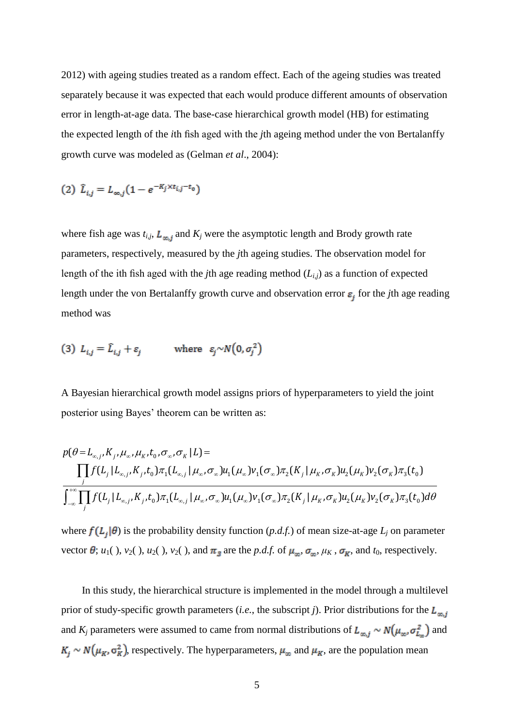2012) with ageing studies treated as a random effect. Each of the ageing studies was treated separately because it was expected that each would produce different amounts of observation error in length-at-age data. The base-case hierarchical growth model (HB) for estimating the expected length of the *i*th fish aged with the *j*th ageing method under the von Bertalanffy growth curve was modeled as (Gelman *et al*., 2004):

$$(2)\ \ \hat{L}_{i,j} = L_{\infty,j}\left(1 - e^{-K_j \times t_{i,j} - t_0}\right)$$

where fish age was $t_{i,j}$, $L_{\infty,j}$ and $K_j$ were the asymptotic length and Brody growth rate parameters, respectively, measured by the *j*th ageing studies. The observation model for length of the ith fish aged with the *j*th age reading method ($L_{i,j}$) as a function of expected length under the von Bertalanffy growth curve and observation error $\varepsilon_j$ for the *j*th age reading method was

$$(3)\ \ L_{i,j} = \hat{L}_{i,j} + \varepsilon_j \qquad \text{where} \quad \varepsilon_j \sim N\left(0, \sigma_j^2\right)$$

A Bayesian hierarchical growth model assigns priors of hyperparameters to yield the joint posterior using Bayes' theorem can be written as:

$$p(\theta = L_{\infty,j}, K_j, \mu_\infty, \mu_K, t_0, \sigma_\infty, \sigma_K \mid L) = \frac{\prod_j f(L_j \mid L_{\infty,j}, K_j, t_0)\pi_1(L_{\infty,j} \mid \mu_\infty, \sigma_\infty)u_1(\mu_\infty)v_1(\sigma_\infty)\pi_2(K_j \mid \mu_K, \sigma_K)u_2(\mu_K)v_2(\sigma_K)\pi_3(t_0)}{\int_{-\infty}^{+\infty}\prod_j f(L_j \mid L_{\infty,j}, K_j, t_0)\pi_1(L_{\infty,j} \mid \mu_\infty, \sigma_\infty)u_1(\mu_\infty)v_1(\sigma_\infty)\pi_2(K_j \mid \mu_K, \sigma_K)u_2(\mu_K)v_2(\sigma_K)\pi_3(t_0)d\theta}$$

where $f(L_j|\theta)$ is the probability density function (*p.d.f.*) of mean size-at-age $L_j$ on parameter vector $\theta$; $u_1(\ )$, $v_2(\ )$, $u_2(\ )$, $v_2(\ )$, and $\pi_3$ are the *p.d.f.* of $\mu_\infty$, $\sigma_\infty$, $\mu_K$, $\sigma_K$, and $t_0$, respectively.

In this study, the hierarchical structure is implemented in the model through a multilevel prior of study-specific growth parameters (*i.e.*, the subscript *j*). Prior distributions for the $L_{\infty,j}$ and $K_j$ parameters were assumed to came from normal distributions of $L_{\infty,j} \sim N\left(\mu_\infty, \sigma_{L_\infty}^2\right)$ and $K_j \sim N\left(\mu_K, \sigma_K^2\right)$, respectively. The hyperparameters, $\mu_\infty$ and $\mu_K$, are the population mean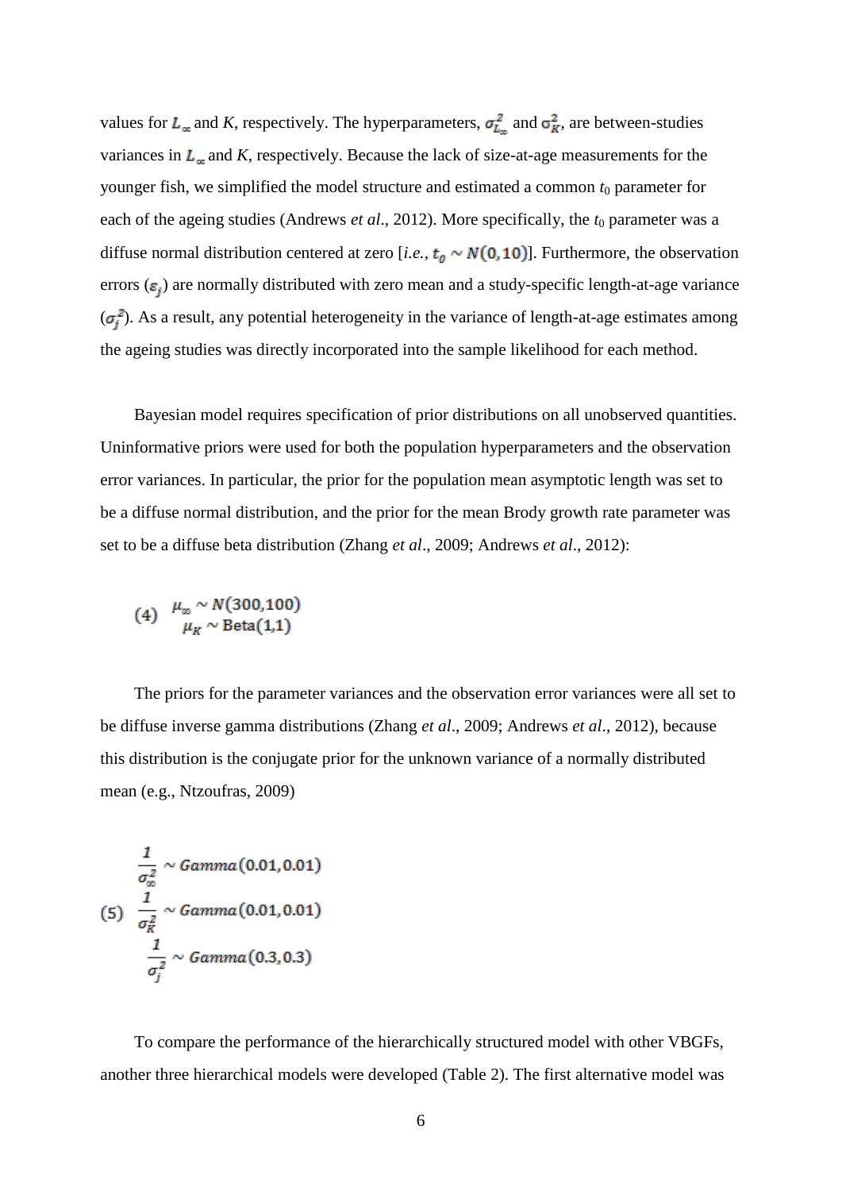values for $L_\infty$ and $K$, respectively. The hyperparameters, $\sigma^2_{L_\infty}$ and $\sigma^2_K$, are between-studies variances in $L_\infty$ and $K$, respectively. Because the lack of size-at-age measurements for the younger fish, we simplified the model structure and estimated a common $t_0$ parameter for each of the ageing studies (Andrews *et al*., 2012). More specifically, the $t_0$ parameter was a diffuse normal distribution centered at zero [*i.e.*, $t_0 \sim N(0, 10)$]. Furthermore, the observation errors ($\varepsilon_j$) are normally distributed with zero mean and a study-specific length-at-age variance ($\sigma_j^2$). As a result, any potential heterogeneity in the variance of length-at-age estimates among the ageing studies was directly incorporated into the sample likelihood for each method.

Bayesian model requires specification of prior distributions on all unobserved quantities. Uninformative priors were used for both the population hyperparameters and the observation error variances. In particular, the prior for the population mean asymptotic length was set to be a diffuse normal distribution, and the prior for the mean Brody growth rate parameter was set to be a diffuse beta distribution (Zhang *et al*., 2009; Andrews *et al*., 2012):

$$
(4) \quad \begin{aligned} \mu_\infty &\sim N(300, 100) \\ \mu_K &\sim \text{Beta}(1, 1) \end{aligned}
$$

The priors for the parameter variances and the observation error variances were all set to be diffuse inverse gamma distributions (Zhang *et al*., 2009; Andrews *et al*., 2012), because this distribution is the conjugate prior for the unknown variance of a normally distributed mean (e.g., Ntzoufras, 2009)

$$
(5) \quad \begin{aligned} \frac{1}{\sigma^2_\infty} &\sim Gamma(0.01, 0.01) \\ \frac{1}{\sigma^2_K} &\sim Gamma(0.01, 0.01) \\ \frac{1}{\sigma^2_j} &\sim Gamma(0.3, 0.3) \end{aligned}
$$

To compare the performance of the hierarchically structured model with other VBGFs, another three hierarchical models were developed (Table 2). The first alternative model was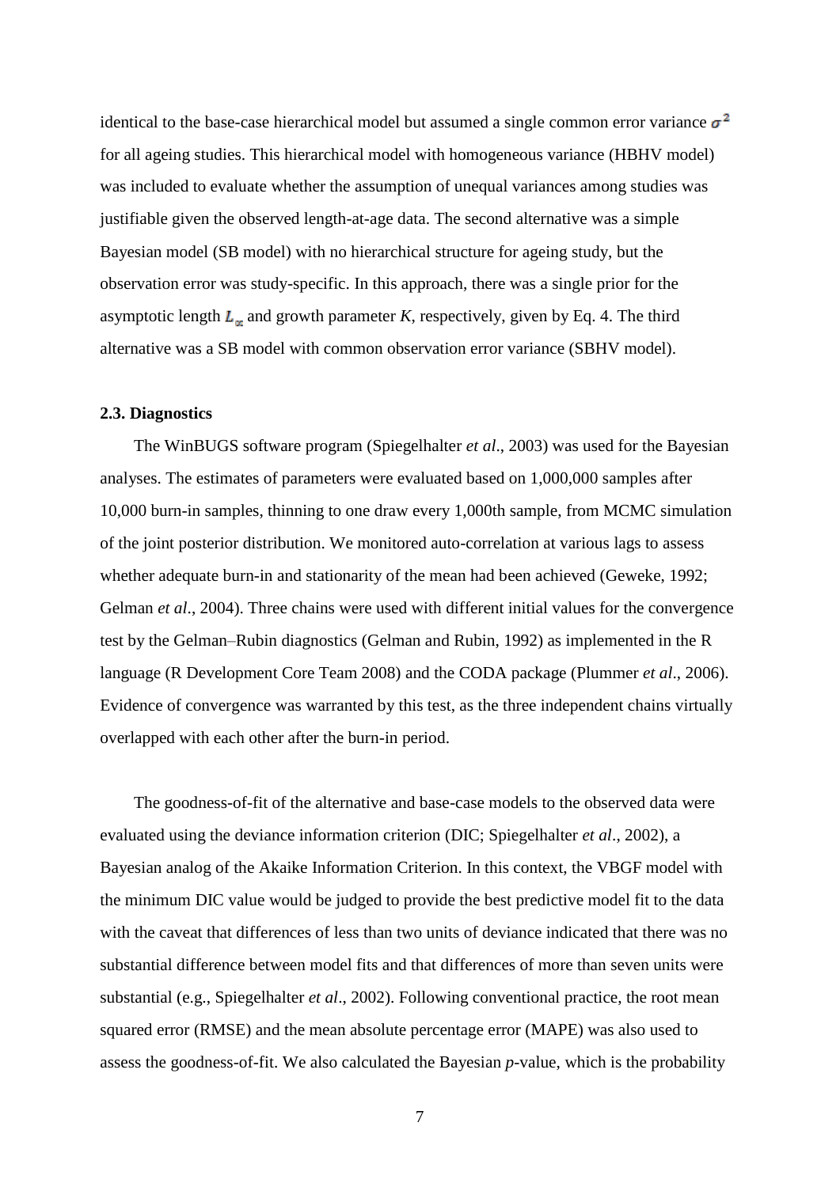identical to the base-case hierarchical model but assumed a single common error variance $\sigma^2$ for all ageing studies. This hierarchical model with homogeneous variance (HBHV model) was included to evaluate whether the assumption of unequal variances among studies was justifiable given the observed length-at-age data. The second alternative was a simple Bayesian model (SB model) with no hierarchical structure for ageing study, but the observation error was study-specific. In this approach, there was a single prior for the asymptotic length $L_\infty$ and growth parameter *K*, respectively, given by Eq. 4. The third alternative was a SB model with common observation error variance (SBHV model).

### 2.3. Diagnostics

The WinBUGS software program (Spiegelhalter *et al*., 2003) was used for the Bayesian analyses. The estimates of parameters were evaluated based on 1,000,000 samples after 10,000 burn-in samples, thinning to one draw every 1,000th sample, from MCMC simulation of the joint posterior distribution. We monitored auto-correlation at various lags to assess whether adequate burn-in and stationarity of the mean had been achieved (Geweke, 1992; Gelman *et al*., 2004). Three chains were used with different initial values for the convergence test by the Gelman–Rubin diagnostics (Gelman and Rubin, 1992) as implemented in the R language (R Development Core Team 2008) and the CODA package (Plummer *et al*., 2006). Evidence of convergence was warranted by this test, as the three independent chains virtually overlapped with each other after the burn-in period.

The goodness-of-fit of the alternative and base-case models to the observed data were evaluated using the deviance information criterion (DIC; Spiegelhalter *et al*., 2002), a Bayesian analog of the Akaike Information Criterion. In this context, the VBGF model with the minimum DIC value would be judged to provide the best predictive model fit to the data with the caveat that differences of less than two units of deviance indicated that there was no substantial difference between model fits and that differences of more than seven units were substantial (e.g., Spiegelhalter *et al*., 2002). Following conventional practice, the root mean squared error (RMSE) and the mean absolute percentage error (MAPE) was also used to assess the goodness-of-fit. We also calculated the Bayesian *p*-value, which is the probability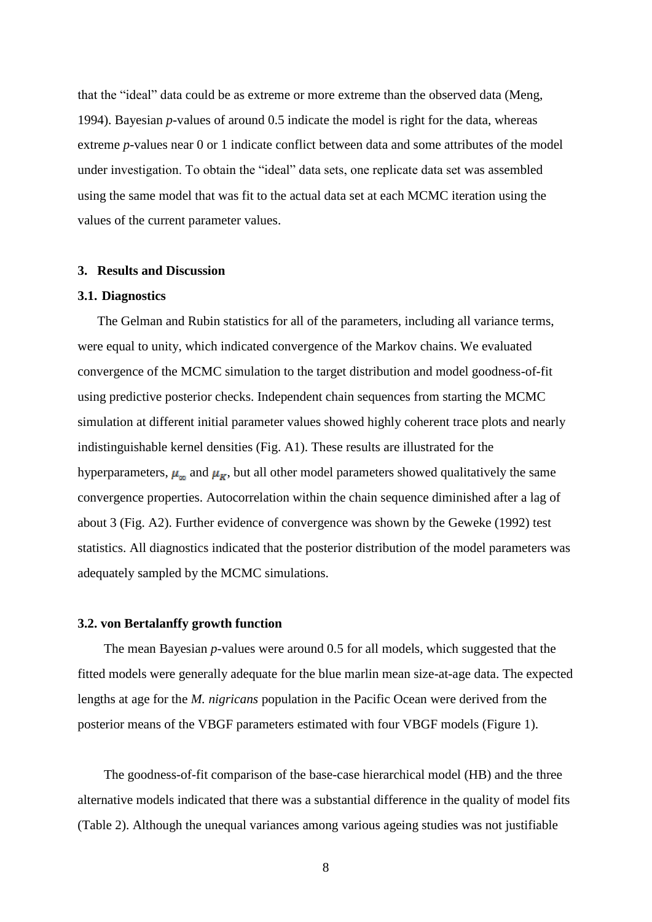that the "ideal" data could be as extreme or more extreme than the observed data (Meng, 1994). Bayesian *p*-values of around 0.5 indicate the model is right for the data, whereas extreme *p*-values near 0 or 1 indicate conflict between data and some attributes of the model under investigation. To obtain the "ideal" data sets, one replicate data set was assembled using the same model that was fit to the actual data set at each MCMC iteration using the values of the current parameter values.

## 3. Results and Discussion

### 3.1. Diagnostics

The Gelman and Rubin statistics for all of the parameters, including all variance terms, were equal to unity, which indicated convergence of the Markov chains. We evaluated convergence of the MCMC simulation to the target distribution and model goodness-of-fit using predictive posterior checks. Independent chain sequences from starting the MCMC simulation at different initial parameter values showed highly coherent trace plots and nearly indistinguishable kernel densities (Fig. A1). These results are illustrated for the hyperparameters, $\mu_{\infty}$ and $\mu_K$, but all other model parameters showed qualitatively the same convergence properties. Autocorrelation within the chain sequence diminished after a lag of about 3 (Fig. A2). Further evidence of convergence was shown by the Geweke (1992) test statistics. All diagnostics indicated that the posterior distribution of the model parameters was adequately sampled by the MCMC simulations.

### 3.2. von Bertalanffy growth function

The mean Bayesian *p*-values were around 0.5 for all models, which suggested that the fitted models were generally adequate for the blue marlin mean size-at-age data. The expected lengths at age for the *M. nigricans* population in the Pacific Ocean were derived from the posterior means of the VBGF parameters estimated with four VBGF models (Figure 1).

The goodness-of-fit comparison of the base-case hierarchical model (HB) and the three alternative models indicated that there was a substantial difference in the quality of model fits (Table 2). Although the unequal variances among various ageing studies was not justifiable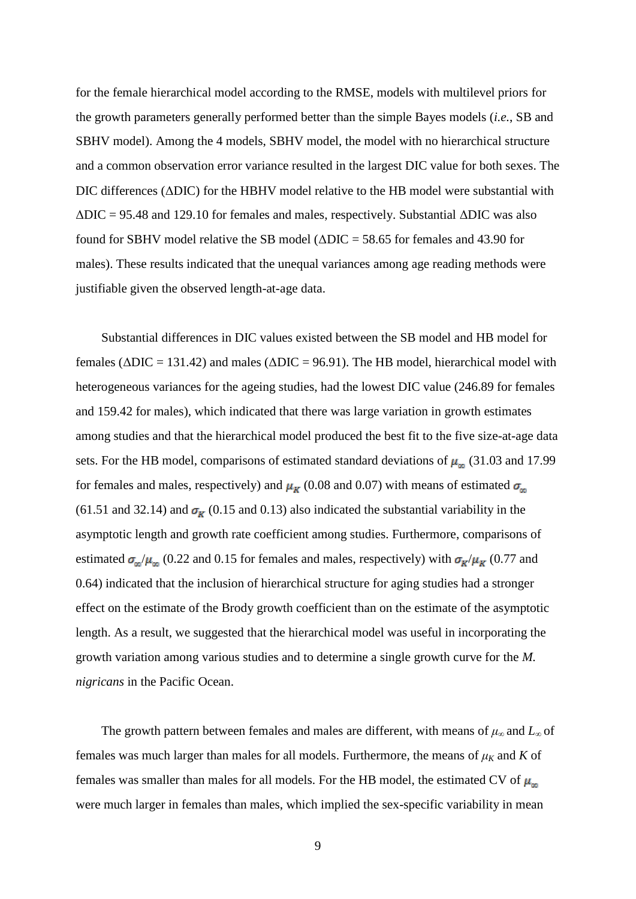for the female hierarchical model according to the RMSE, models with multilevel priors for the growth parameters generally performed better than the simple Bayes models (*i.e.*, SB and SBHV model). Among the 4 models, SBHV model, the model with no hierarchical structure and a common observation error variance resulted in the largest DIC value for both sexes. The DIC differences (ΔDIC) for the HBHV model relative to the HB model were substantial with ΔDIC = 95.48 and 129.10 for females and males, respectively. Substantial ΔDIC was also found for SBHV model relative the SB model (ΔDIC = 58.65 for females and 43.90 for males). These results indicated that the unequal variances among age reading methods were justifiable given the observed length-at-age data.

Substantial differences in DIC values existed between the SB model and HB model for females (ΔDIC = 131.42) and males (ΔDIC = 96.91). The HB model, hierarchical model with heterogeneous variances for the ageing studies, had the lowest DIC value (246.89 for females and 159.42 for males), which indicated that there was large variation in growth estimates among studies and that the hierarchical model produced the best fit to the five size-at-age data sets. For the HB model, comparisons of estimated standard deviations of $\mu_\infty$ (31.03 and 17.99 for females and males, respectively) and $\mu_K$ (0.08 and 0.07) with means of estimated $\sigma_\infty$ (61.51 and 32.14) and $\sigma_K$ (0.15 and 0.13) also indicated the substantial variability in the asymptotic length and growth rate coefficient among studies. Furthermore, comparisons of estimated $\sigma_\infty/\mu_\infty$ (0.22 and 0.15 for females and males, respectively) with $\sigma_K/\mu_K$ (0.77 and 0.64) indicated that the inclusion of hierarchical structure for aging studies had a stronger effect on the estimate of the Brody growth coefficient than on the estimate of the asymptotic length. As a result, we suggested that the hierarchical model was useful in incorporating the growth variation among various studies and to determine a single growth curve for the *M. nigricans* in the Pacific Ocean.

The growth pattern between females and males are different, with means of $\mu_\infty$ and $L_\infty$ of females was much larger than males for all models. Furthermore, the means of $\mu_K$ and $K$ of females was smaller than males for all models. For the HB model, the estimated CV of $\mu_\infty$ were much larger in females than males, which implied the sex-specific variability in mean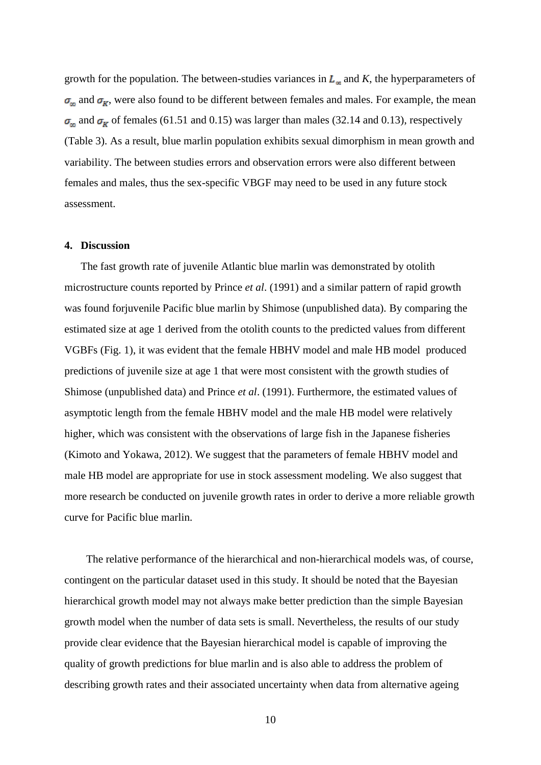growth for the population. The between-studies variances in $L_\infty$ and *K*, the hyperparameters of $\sigma_\infty$ and $\sigma_K$, were also found to be different between females and males. For example, the mean $\sigma_\infty$ and $\sigma_K$ of females (61.51 and 0.15) was larger than males (32.14 and 0.13), respectively (Table 3). As a result, blue marlin population exhibits sexual dimorphism in mean growth and variability. The between studies errors and observation errors were also different between females and males, thus the sex-specific VBGF may need to be used in any future stock assessment.

## 4. Discussion

The fast growth rate of juvenile Atlantic blue marlin was demonstrated by otolith microstructure counts reported by Prince *et al*. (1991) and a similar pattern of rapid growth was found forjuvenile Pacific blue marlin by Shimose (unpublished data). By comparing the estimated size at age 1 derived from the otolith counts to the predicted values from different VGBFs (Fig. 1), it was evident that the female HBHV model and male HB model produced predictions of juvenile size at age 1 that were most consistent with the growth studies of Shimose (unpublished data) and Prince *et al*. (1991). Furthermore, the estimated values of asymptotic length from the female HBHV model and the male HB model were relatively higher, which was consistent with the observations of large fish in the Japanese fisheries (Kimoto and Yokawa, 2012). We suggest that the parameters of female HBHV model and male HB model are appropriate for use in stock assessment modeling. We also suggest that more research be conducted on juvenile growth rates in order to derive a more reliable growth curve for Pacific blue marlin.

The relative performance of the hierarchical and non-hierarchical models was, of course, contingent on the particular dataset used in this study. It should be noted that the Bayesian hierarchical growth model may not always make better prediction than the simple Bayesian growth model when the number of data sets is small. Nevertheless, the results of our study provide clear evidence that the Bayesian hierarchical model is capable of improving the quality of growth predictions for blue marlin and is also able to address the problem of describing growth rates and their associated uncertainty when data from alternative ageing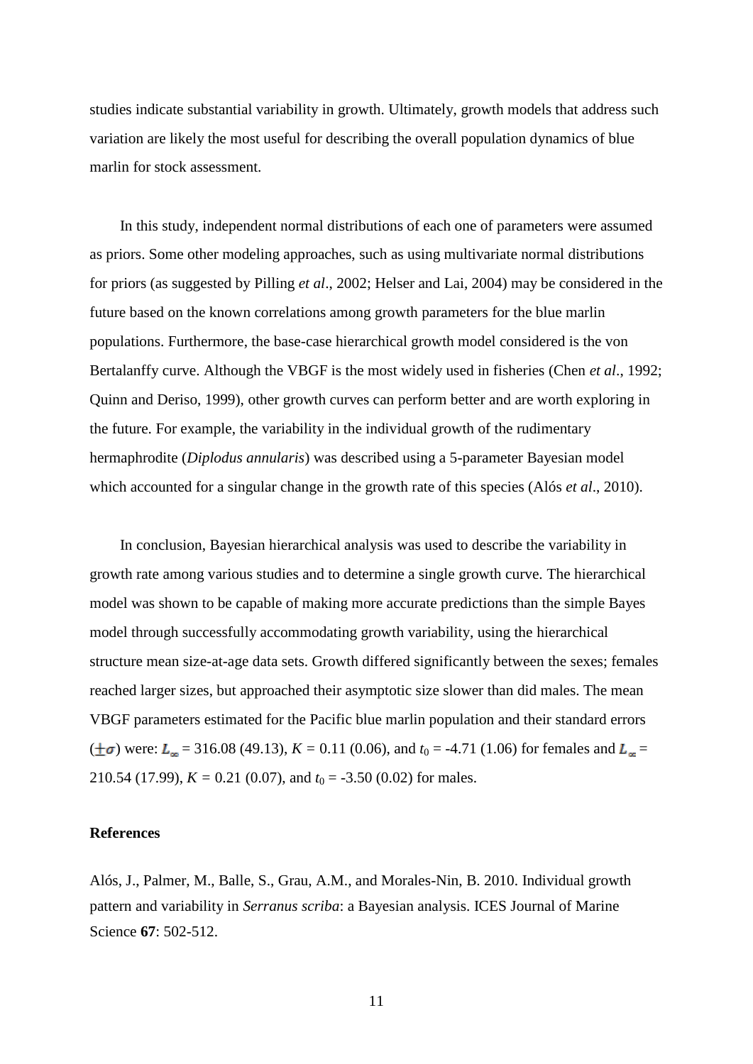studies indicate substantial variability in growth. Ultimately, growth models that address such variation are likely the most useful for describing the overall population dynamics of blue marlin for stock assessment.

In this study, independent normal distributions of each one of parameters were assumed as priors. Some other modeling approaches, such as using multivariate normal distributions for priors (as suggested by Pilling *et al*., 2002; Helser and Lai, 2004) may be considered in the future based on the known correlations among growth parameters for the blue marlin populations. Furthermore, the base-case hierarchical growth model considered is the von Bertalanffy curve. Although the VBGF is the most widely used in fisheries (Chen *et al*., 1992; Quinn and Deriso, 1999), other growth curves can perform better and are worth exploring in the future. For example, the variability in the individual growth of the rudimentary hermaphrodite (*Diplodus annularis*) was described using a 5-parameter Bayesian model which accounted for a singular change in the growth rate of this species (Alós *et al*., 2010).

In conclusion, Bayesian hierarchical analysis was used to describe the variability in growth rate among various studies and to determine a single growth curve. The hierarchical model was shown to be capable of making more accurate predictions than the simple Bayes model through successfully accommodating growth variability, using the hierarchical structure mean size-at-age data sets. Growth differed significantly between the sexes; females reached larger sizes, but approached their asymptotic size slower than did males. The mean VBGF parameters estimated for the Pacific blue marlin population and their standard errors ($\pm\sigma$) were: $L_\infty$ = 316.08 (49.13), $K$ = 0.11 (0.06), and $t_0$ = -4.71 (1.06) for females and $L_\infty$ = 210.54 (17.99), $K$ = 0.21 (0.07), and $t_0$ = -3.50 (0.02) for males.

## References

Alós, J., Palmer, M., Balle, S., Grau, A.M., and Morales-Nin, B. 2010. Individual growth pattern and variability in *Serranus scriba*: a Bayesian analysis. ICES Journal of Marine Science **67**: 502-512.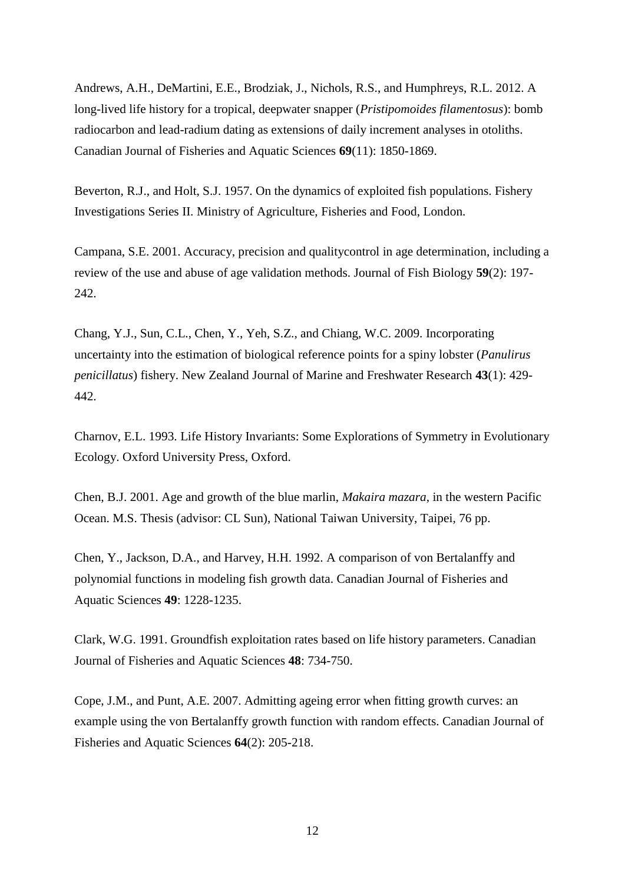Andrews, A.H., DeMartini, E.E., Brodziak, J., Nichols, R.S., and Humphreys, R.L. 2012. A long-lived life history for a tropical, deepwater snapper (*Pristipomoides filamentosus*): bomb radiocarbon and lead-radium dating as extensions of daily increment analyses in otoliths. Canadian Journal of Fisheries and Aquatic Sciences **69**(11): 1850-1869.

Beverton, R.J., and Holt, S.J. 1957. On the dynamics of exploited fish populations. Fishery Investigations Series II. Ministry of Agriculture, Fisheries and Food, London.

Campana, S.E. 2001. Accuracy, precision and qualitycontrol in age determination, including a review of the use and abuse of age validation methods. Journal of Fish Biology **59**(2): 197-242.

Chang, Y.J., Sun, C.L., Chen, Y., Yeh, S.Z., and Chiang, W.C. 2009. Incorporating uncertainty into the estimation of biological reference points for a spiny lobster (*Panulirus penicillatus*) fishery. New Zealand Journal of Marine and Freshwater Research **43**(1): 429-442.

Charnov, E.L. 1993. Life History Invariants: Some Explorations of Symmetry in Evolutionary Ecology. Oxford University Press, Oxford.

Chen, B.J. 2001. Age and growth of the blue marlin, *Makaira mazara*, in the western Pacific Ocean. M.S. Thesis (advisor: CL Sun), National Taiwan University, Taipei, 76 pp.

Chen, Y., Jackson, D.A., and Harvey, H.H. 1992. A comparison of von Bertalanffy and polynomial functions in modeling fish growth data. Canadian Journal of Fisheries and Aquatic Sciences **49**: 1228-1235.

Clark, W.G. 1991. Groundfish exploitation rates based on life history parameters. Canadian Journal of Fisheries and Aquatic Sciences **48**: 734-750.

Cope, J.M., and Punt, A.E. 2007. Admitting ageing error when fitting growth curves: an example using the von Bertalanffy growth function with random effects. Canadian Journal of Fisheries and Aquatic Sciences **64**(2): 205-218.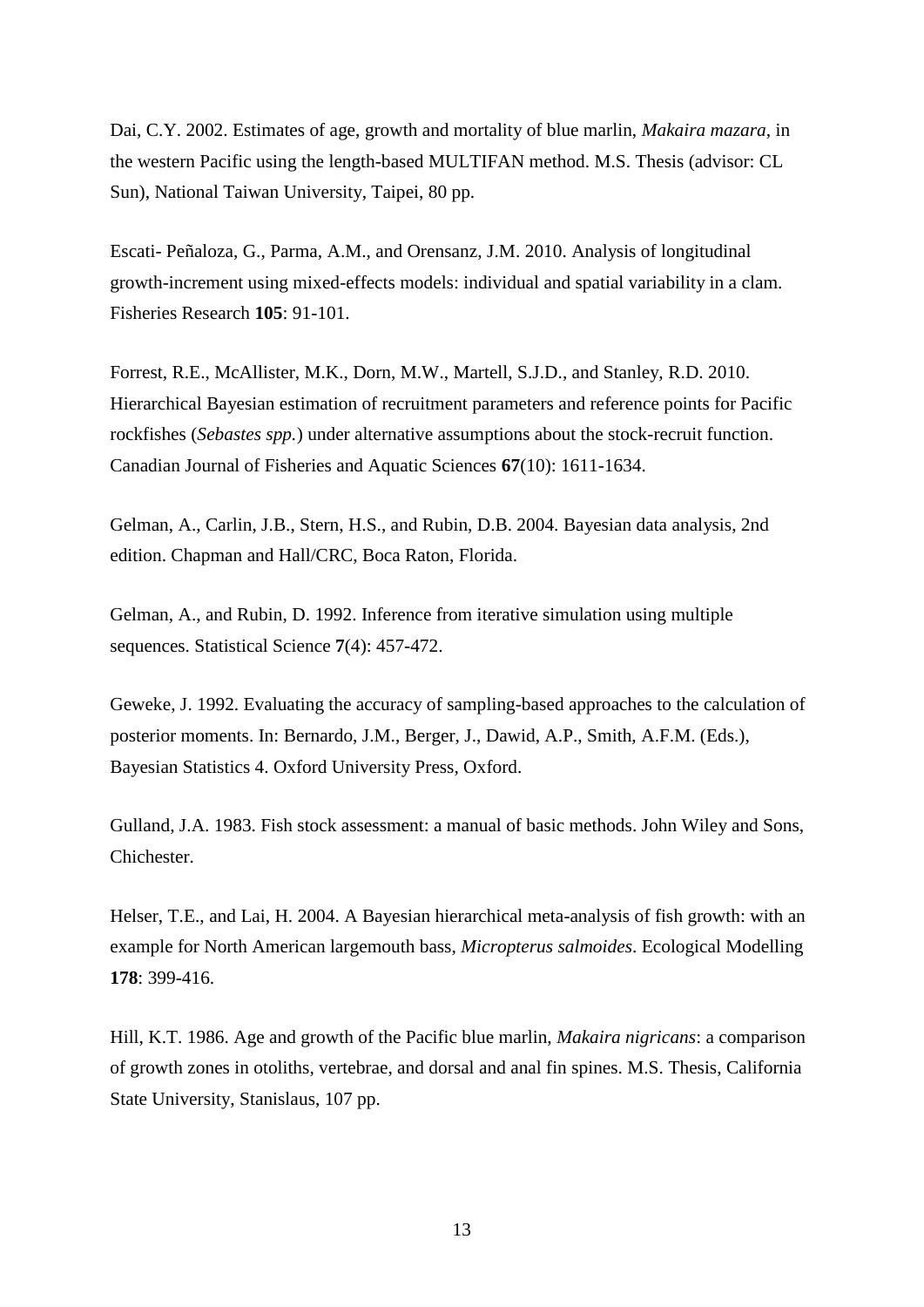Dai, C.Y. 2002. Estimates of age, growth and mortality of blue marlin, *Makaira mazara*, in the western Pacific using the length-based MULTIFAN method. M.S. Thesis (advisor: CL Sun), National Taiwan University, Taipei, 80 pp.

Escati- Peñaloza, G., Parma, A.M., and Orensanz, J.M. 2010. Analysis of longitudinal growth-increment using mixed-effects models: individual and spatial variability in a clam. Fisheries Research **105**: 91-101.

Forrest, R.E., McAllister, M.K., Dorn, M.W., Martell, S.J.D., and Stanley, R.D. 2010. Hierarchical Bayesian estimation of recruitment parameters and reference points for Pacific rockfishes (*Sebastes spp.*) under alternative assumptions about the stock-recruit function. Canadian Journal of Fisheries and Aquatic Sciences **67**(10): 1611-1634.

Gelman, A., Carlin, J.B., Stern, H.S., and Rubin, D.B. 2004. Bayesian data analysis, 2nd edition. Chapman and Hall/CRC, Boca Raton, Florida.

Gelman, A., and Rubin, D. 1992. Inference from iterative simulation using multiple sequences. Statistical Science **7**(4): 457-472.

Geweke, J. 1992. Evaluating the accuracy of sampling-based approaches to the calculation of posterior moments. In: Bernardo, J.M., Berger, J., Dawid, A.P., Smith, A.F.M. (Eds.), Bayesian Statistics 4. Oxford University Press, Oxford.

Gulland, J.A. 1983. Fish stock assessment: a manual of basic methods. John Wiley and Sons, Chichester.

Helser, T.E., and Lai, H. 2004. A Bayesian hierarchical meta-analysis of fish growth: with an example for North American largemouth bass, *Micropterus salmoides*. Ecological Modelling **178**: 399-416.

Hill, K.T. 1986. Age and growth of the Pacific blue marlin, *Makaira nigricans*: a comparison of growth zones in otoliths, vertebrae, and dorsal and anal fin spines. M.S. Thesis, California State University, Stanislaus, 107 pp.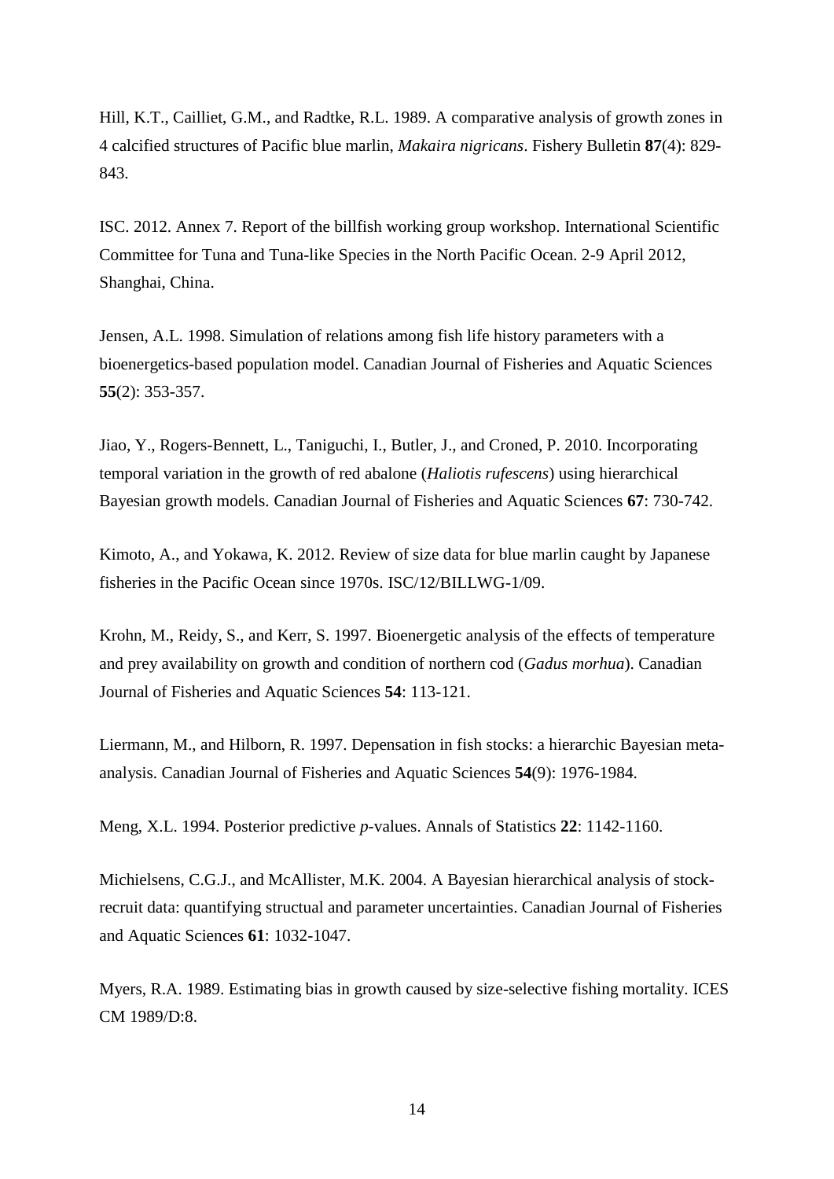Hill, K.T., Cailliet, G.M., and Radtke, R.L. 1989. A comparative analysis of growth zones in 4 calcified structures of Pacific blue marlin, *Makaira nigricans*. Fishery Bulletin **87**(4): 829-843.

ISC. 2012. Annex 7. Report of the billfish working group workshop. International Scientific Committee for Tuna and Tuna-like Species in the North Pacific Ocean. 2-9 April 2012, Shanghai, China.

Jensen, A.L. 1998. Simulation of relations among fish life history parameters with a bioenergetics-based population model. Canadian Journal of Fisheries and Aquatic Sciences **55**(2): 353-357.

Jiao, Y., Rogers-Bennett, L., Taniguchi, I., Butler, J., and Croned, P. 2010. Incorporating temporal variation in the growth of red abalone (*Haliotis rufescens*) using hierarchical Bayesian growth models. Canadian Journal of Fisheries and Aquatic Sciences **67**: 730-742.

Kimoto, A., and Yokawa, K. 2012. Review of size data for blue marlin caught by Japanese fisheries in the Pacific Ocean since 1970s. ISC/12/BILLWG-1/09.

Krohn, M., Reidy, S., and Kerr, S. 1997. Bioenergetic analysis of the effects of temperature and prey availability on growth and condition of northern cod (*Gadus morhua*). Canadian Journal of Fisheries and Aquatic Sciences **54**: 113-121.

Liermann, M., and Hilborn, R. 1997. Depensation in fish stocks: a hierarchic Bayesian meta-analysis. Canadian Journal of Fisheries and Aquatic Sciences **54**(9): 1976-1984.

Meng, X.L. 1994. Posterior predictive *p*-values. Annals of Statistics **22**: 1142-1160.

Michielsens, C.G.J., and McAllister, M.K. 2004. A Bayesian hierarchical analysis of stock-recruit data: quantifying structual and parameter uncertainties. Canadian Journal of Fisheries and Aquatic Sciences **61**: 1032-1047.

Myers, R.A. 1989. Estimating bias in growth caused by size-selective fishing mortality. ICES CM 1989/D:8.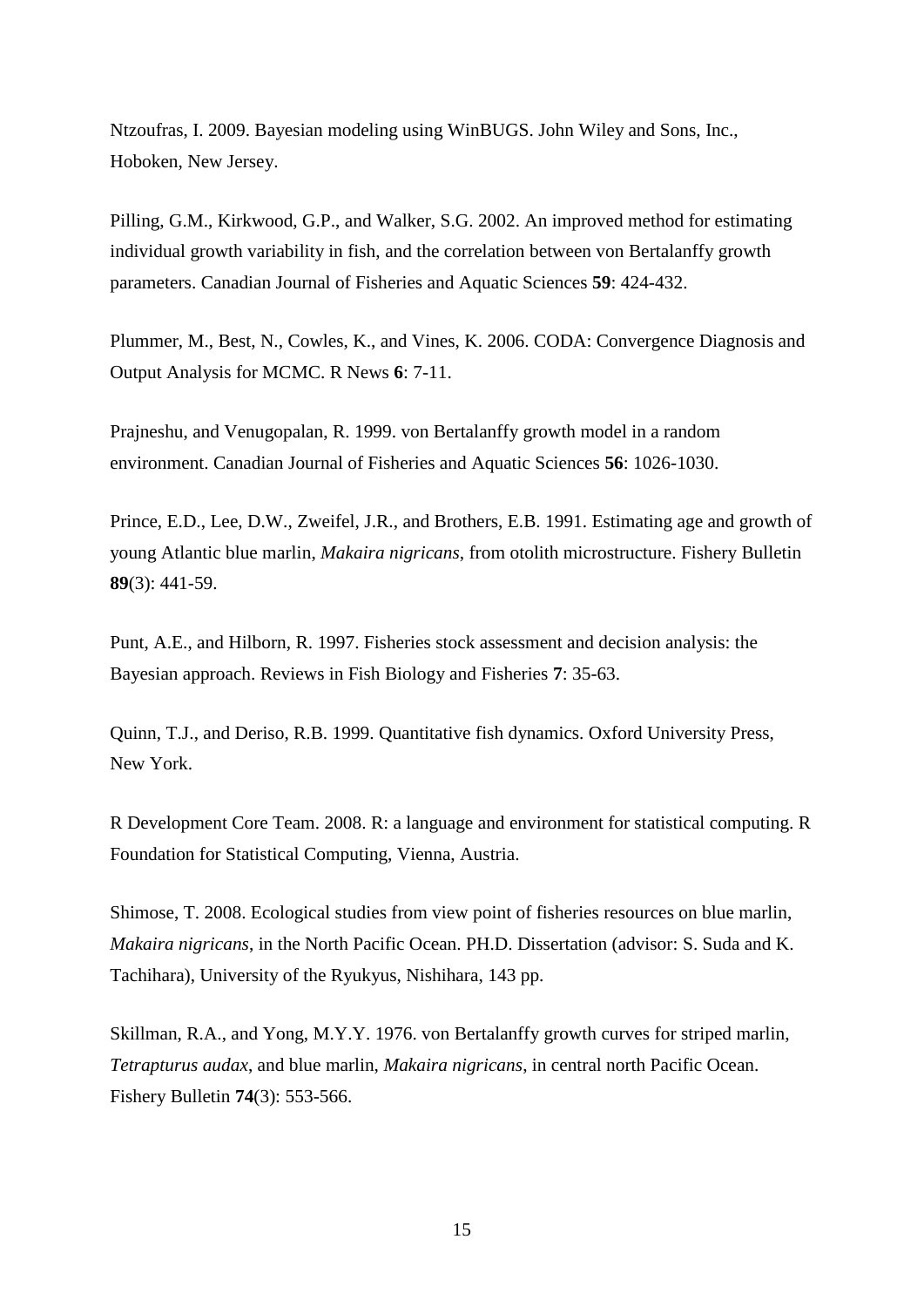Ntzoufras, I. 2009. Bayesian modeling using WinBUGS. John Wiley and Sons, Inc., Hoboken, New Jersey.

Pilling, G.M., Kirkwood, G.P., and Walker, S.G. 2002. An improved method for estimating individual growth variability in fish, and the correlation between von Bertalanffy growth parameters. Canadian Journal of Fisheries and Aquatic Sciences **59**: 424-432.

Plummer, M., Best, N., Cowles, K., and Vines, K. 2006. CODA: Convergence Diagnosis and Output Analysis for MCMC. R News **6**: 7-11.

Prajneshu, and Venugopalan, R. 1999. von Bertalanffy growth model in a random environment. Canadian Journal of Fisheries and Aquatic Sciences **56**: 1026-1030.

Prince, E.D., Lee, D.W., Zweifel, J.R., and Brothers, E.B. 1991. Estimating age and growth of young Atlantic blue marlin, *Makaira nigricans*, from otolith microstructure. Fishery Bulletin **89**(3): 441-59.

Punt, A.E., and Hilborn, R. 1997. Fisheries stock assessment and decision analysis: the Bayesian approach. Reviews in Fish Biology and Fisheries **7**: 35-63.

Quinn, T.J., and Deriso, R.B. 1999. Quantitative fish dynamics. Oxford University Press, New York.

R Development Core Team. 2008. R: a language and environment for statistical computing. R Foundation for Statistical Computing, Vienna, Austria.

Shimose, T. 2008. Ecological studies from view point of fisheries resources on blue marlin, *Makaira nigricans*, in the North Pacific Ocean. PH.D. Dissertation (advisor: S. Suda and K. Tachihara), University of the Ryukyus, Nishihara, 143 pp.

Skillman, R.A., and Yong, M.Y.Y. 1976. von Bertalanffy growth curves for striped marlin, *Tetrapturus audax*, and blue marlin, *Makaira nigricans*, in central north Pacific Ocean. Fishery Bulletin **74**(3): 553-566.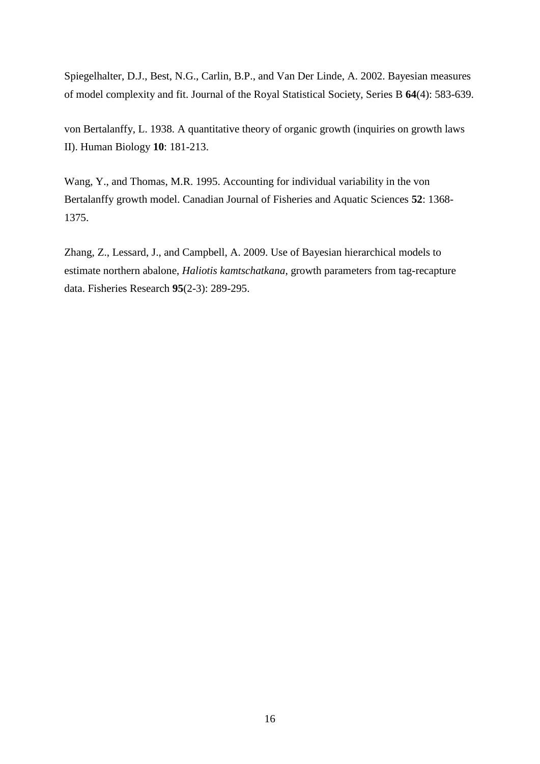Spiegelhalter, D.J., Best, N.G., Carlin, B.P., and Van Der Linde, A. 2002. Bayesian measures of model complexity and fit. Journal of the Royal Statistical Society, Series B **64**(4): 583-639.

von Bertalanffy, L. 1938. A quantitative theory of organic growth (inquiries on growth laws II). Human Biology **10**: 181-213.

Wang, Y., and Thomas, M.R. 1995. Accounting for individual variability in the von Bertalanffy growth model. Canadian Journal of Fisheries and Aquatic Sciences **52**: 1368-1375.

Zhang, Z., Lessard, J., and Campbell, A. 2009. Use of Bayesian hierarchical models to estimate northern abalone, *Haliotis kamtschatkana*, growth parameters from tag-recapture data. Fisheries Research **95**(2-3): 289-295.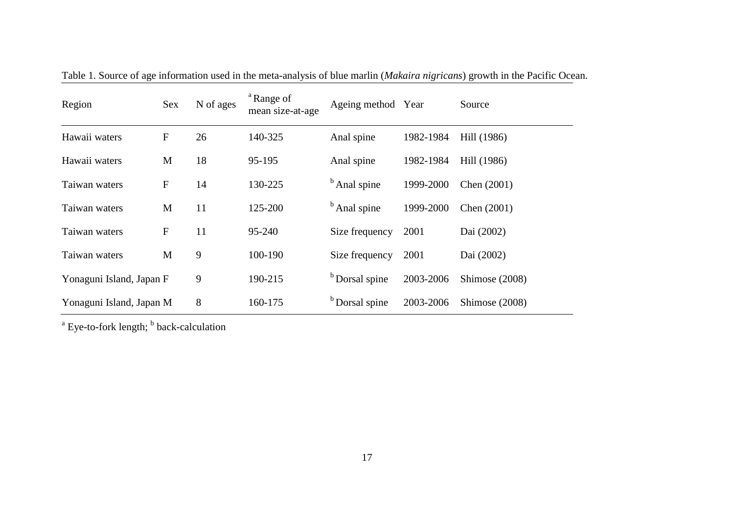Table 1. Source of age information used in the meta-analysis of blue marlin (*Makaira nigricans*) growth in the Pacific Ocean.

| Region | Sex | N of ages | [a] Range of mean size-at-age | Ageing method | Year | Source |
|---|---|---|---|---|---|---|
| Hawaii waters | F | 26 | 140-325 | Anal spine | 1982-1984 | Hill (1986) |
| Hawaii waters | M | 18 | 95-195 | Anal spine | 1982-1984 | Hill (1986) |
| Taiwan waters | F | 14 | 130-225 | [b] Anal spine | 1999-2000 | Chen (2001) |
| Taiwan waters | M | 11 | 125-200 | [b] Anal spine | 1999-2000 | Chen (2001) |
| Taiwan waters | F | 11 | 95-240 | Size frequency | 2001 | Dai (2002) |
| Taiwan waters | M | 9 | 100-190 | Size frequency | 2001 | Dai (2002) |
| Yonaguni Island, Japan | F | 9 | 190-215 | [b] Dorsal spine | 2003-2006 | Shimose (2008) |
| Yonaguni Island, Japan | M | 8 | 160-175 | [b] Dorsal spine | 2003-2006 | Shimose (2008) |

[a] Eye-to-fork length; [b] back-calculation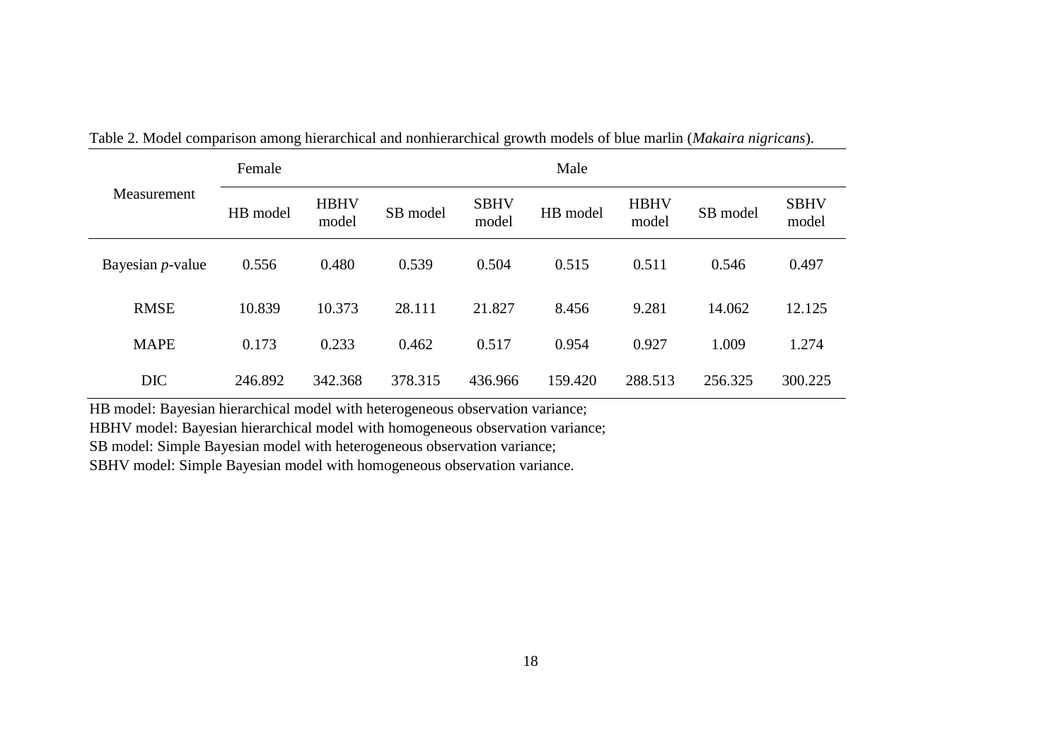Table 2. Model comparison among hierarchical and nonhierarchical growth models of blue marlin (*Makaira nigricans*).

| Measurement | Female | | | | Male | | | |
|---|---|---|---|---|---|---|---|---|
| | HB model | HBHV model | SB model | SBHV model | HB model | HBHV model | SB model | SBHV model |
| Bayesian *p*-value | 0.556 | 0.480 | 0.539 | 0.504 | 0.515 | 0.511 | 0.546 | 0.497 |
| RMSE | 10.839 | 10.373 | 28.111 | 21.827 | 8.456 | 9.281 | 14.062 | 12.125 |
| MAPE | 0.173 | 0.233 | 0.462 | 0.517 | 0.954 | 0.927 | 1.009 | 1.274 |
| DIC | 246.892 | 342.368 | 378.315 | 436.966 | 159.420 | 288.513 | 256.325 | 300.225 |

HB model: Bayesian hierarchical model with heterogeneous observation variance;
HBHV model: Bayesian hierarchical model with homogeneous observation variance;
SB model: Simple Bayesian model with heterogeneous observation variance;
SBHV model: Simple Bayesian model with homogeneous observation variance.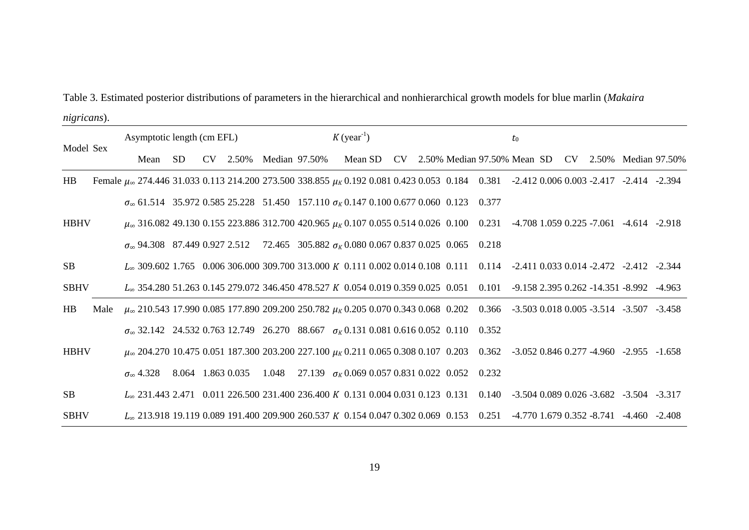Table 3. Estimated posterior distributions of parameters in the hierarchical and nonhierarchical growth models for blue marlin (*Makaira nigricans*).

| Model | Sex | | Asymptotic length (cm EFL) | | | | | | | $K$ (year$^{-1}$) | | | | | | $t_0$ | | | | | |
|---|---|---|---|---|---|---|---|---|---|---|---|---|---|---|---|---|---|---|---|---|---|
| | | | Mean | SD | CV | 2.50% | Median | 97.50% | | Mean | SD | CV | 2.50% | Median | 97.50% | Mean | SD | CV | 2.50% | Median | 97.50% |
| HB | Female | $\mu_\infty$ | 274.446 | 31.033 | 0.113 | 214.200 | 273.500 | 338.855 | $\mu_K$ | 0.192 | 0.081 | 0.423 | 0.053 | 0.184 | 0.381 | -2.412 | 0.006 | 0.003 | -2.417 | -2.414 | -2.394 |
| | | $\sigma_\infty$ | 61.514 | 35.972 | 0.585 | 25.228 | 51.450 | 157.110 | $\sigma_K$ | 0.147 | 0.100 | 0.677 | 0.060 | 0.123 | 0.377 | | | | | | |
| HBHV | | $\mu_\infty$ | 316.082 | 49.130 | 0.155 | 223.886 | 312.700 | 420.965 | $\mu_K$ | 0.107 | 0.055 | 0.514 | 0.026 | 0.100 | 0.231 | -4.708 | 1.059 | 0.225 | -7.061 | -4.614 | -2.918 |
| | | $\sigma_\infty$ | 94.308 | 87.449 | 0.927 | 2.512 | 72.465 | 305.882 | $\sigma_K$ | 0.080 | 0.067 | 0.837 | 0.025 | 0.065 | 0.218 | | | | | | |
| SB | | $L_\infty$ | 309.602 | 1.765 | 0.006 | 306.000 | 309.700 | 313.000 | $K$ | 0.111 | 0.002 | 0.014 | 0.108 | 0.111 | 0.114 | -2.411 | 0.033 | 0.014 | -2.472 | -2.412 | -2.344 |
| SBHV | | $L_\infty$ | 354.280 | 51.263 | 0.145 | 279.072 | 346.450 | 478.527 | $K$ | 0.054 | 0.019 | 0.359 | 0.025 | 0.051 | 0.101 | -9.158 | 2.395 | 0.262 | -14.351 | -8.992 | -4.963 |
| HB | Male | $\mu_\infty$ | 210.543 | 17.990 | 0.085 | 177.890 | 209.200 | 250.782 | $\mu_K$ | 0.205 | 0.070 | 0.343 | 0.068 | 0.202 | 0.366 | -3.503 | 0.018 | 0.005 | -3.514 | -3.507 | -3.458 |
| | | $\sigma_\infty$ | 32.142 | 24.532 | 0.763 | 12.749 | 26.270 | 88.667 | $\sigma_K$ | 0.131 | 0.081 | 0.616 | 0.052 | 0.110 | 0.352 | | | | | | |
| HBHV | | $\mu_\infty$ | 204.270 | 10.475 | 0.051 | 187.300 | 203.200 | 227.100 | $\mu_K$ | 0.211 | 0.065 | 0.308 | 0.107 | 0.203 | 0.362 | -3.052 | 0.846 | 0.277 | -4.960 | -2.955 | -1.658 |
| | | $\sigma_\infty$ | 4.328 | 8.064 | 1.863 | 0.035 | 1.048 | 27.139 | $\sigma_K$ | 0.069 | 0.057 | 0.831 | 0.022 | 0.052 | 0.232 | | | | | | |
| SB | | $L_\infty$ | 231.443 | 2.471 | 0.011 | 226.500 | 231.400 | 236.400 | $K$ | 0.131 | 0.004 | 0.031 | 0.123 | 0.131 | 0.140 | -3.504 | 0.089 | 0.026 | -3.682 | -3.504 | -3.317 |
| SBHV | | $L_\infty$ | 213.918 | 19.119 | 0.089 | 191.400 | 209.900 | 260.537 | $K$ | 0.154 | 0.047 | 0.302 | 0.069 | 0.153 | 0.251 | -4.770 | 1.679 | 0.352 | -8.741 | -4.460 | -2.408 |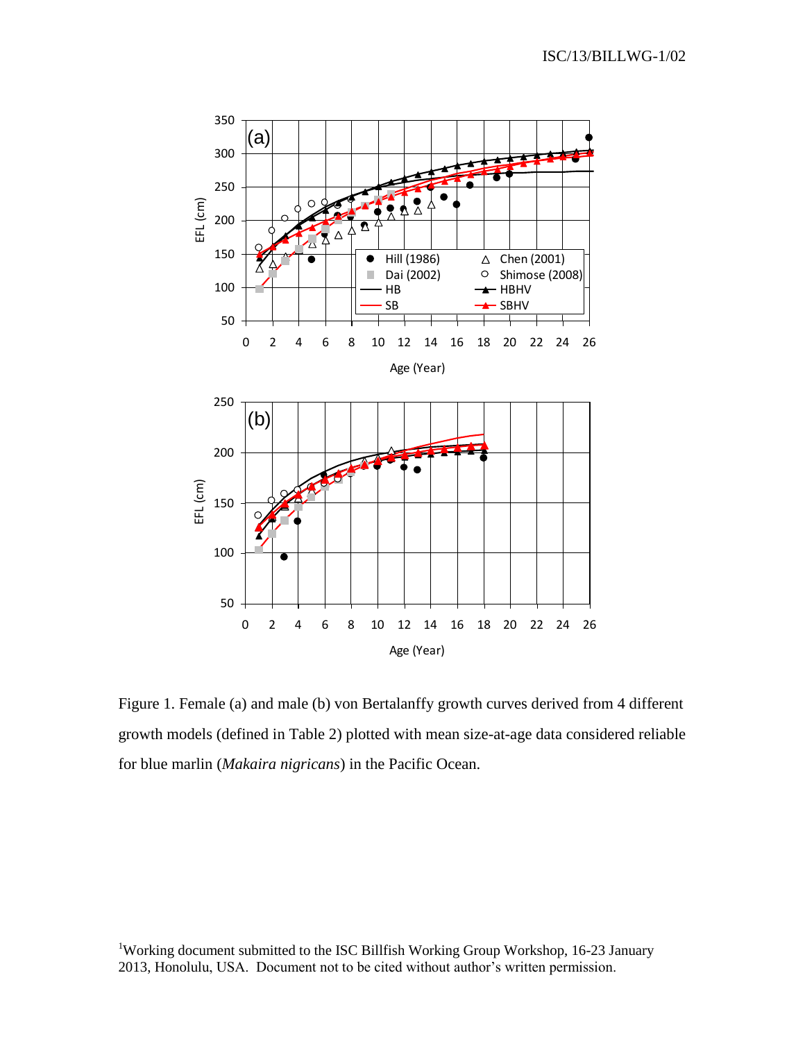Figure 1. Female (a) and male (b) von Bertalanffy growth curves derived from 4 different growth models (defined in Table 2) plotted with mean size-at-age data considered reliable for blue marlin (*Makaira nigricans*) in the Pacific Ocean.

[1]Working document submitted to the ISC Billfish Working Group Workshop, 16-23 January 2013, Honolulu, USA. Document not to be cited without author's written permission.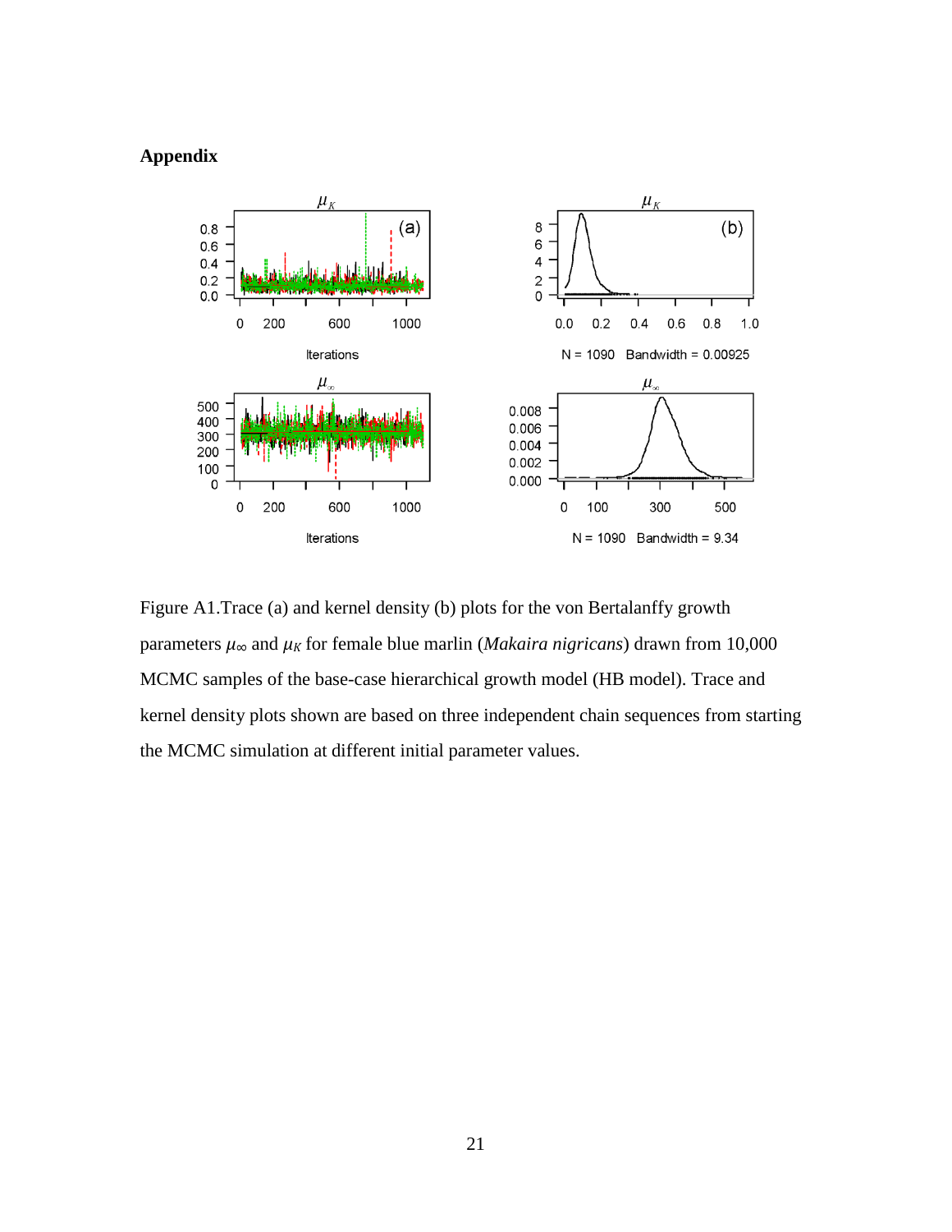## Appendix

Figure A1.Trace (a) and kernel density (b) plots for the von Bertalanffy growth parameters $\mu_\infty$ and $\mu_K$ for female blue marlin (*Makaira nigricans*) drawn from 10,000 MCMC samples of the base-case hierarchical growth model (HB model). Trace and kernel density plots shown are based on three independent chain sequences from starting the MCMC simulation at different initial parameter values.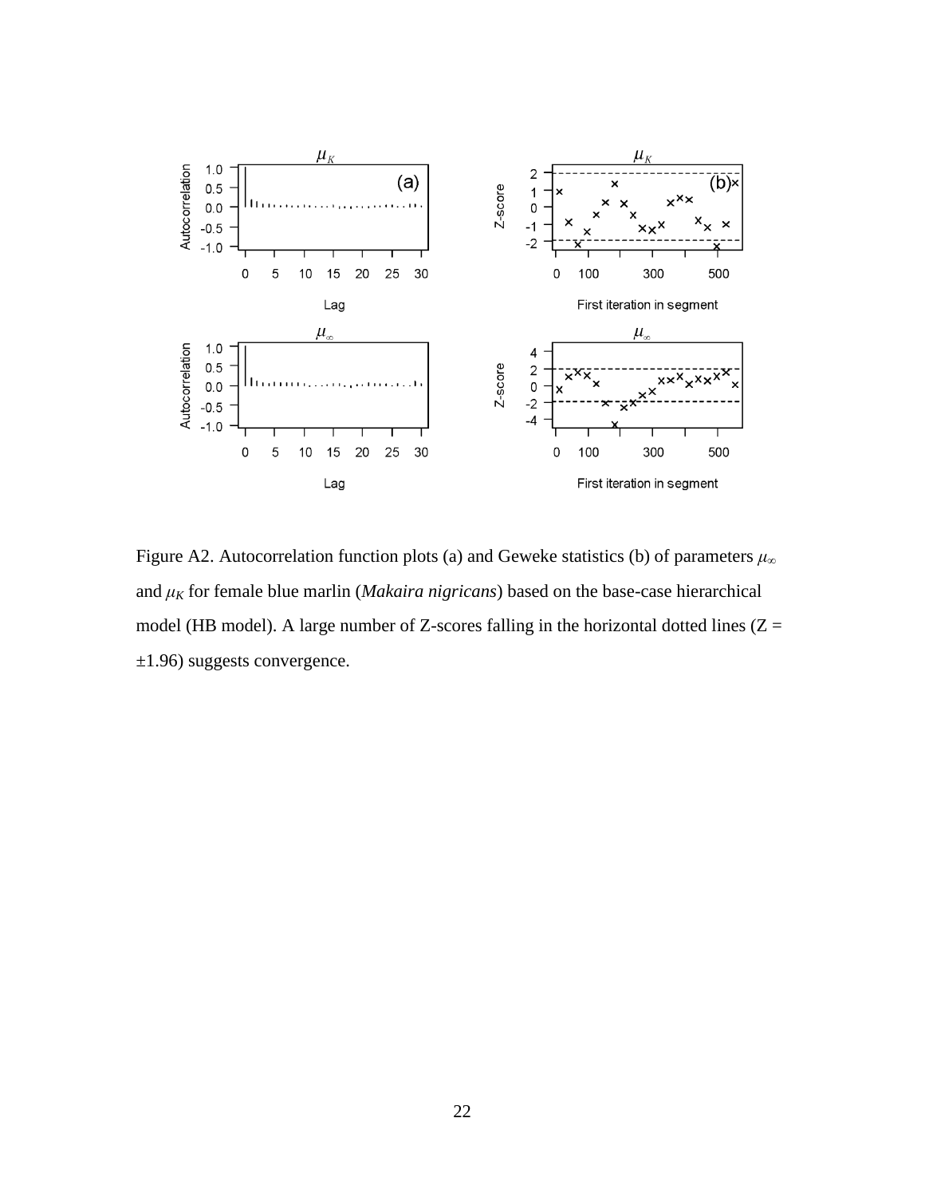$\mu_K$

(a)

Autocorrelation

1.0
0.5
0.0
-0.5
-1.0

0 5 10 15 20 25 30

Lag

$\mu_K$

(b)

Z-score

2
1
0
-1
-2

0 100 300 500

First iteration in segment

$\mu_\infty$

Autocorrelation

1.0
0.5
0.0
-0.5
-1.0

0 5 10 15 20 25 30

Lag

$\mu_\infty$

Z-score

4
2
0
-2
-4

0 100 300 500

First iteration in segment

Figure A2. Autocorrelation function plots (a) and Geweke statistics (b) of parameters $\mu_\infty$ and $\mu_K$ for female blue marlin (*Makaira nigricans*) based on the base-case hierarchical model (HB model). A large number of Z-scores falling in the horizontal dotted lines ($Z = \pm 1.96$) suggests convergence.